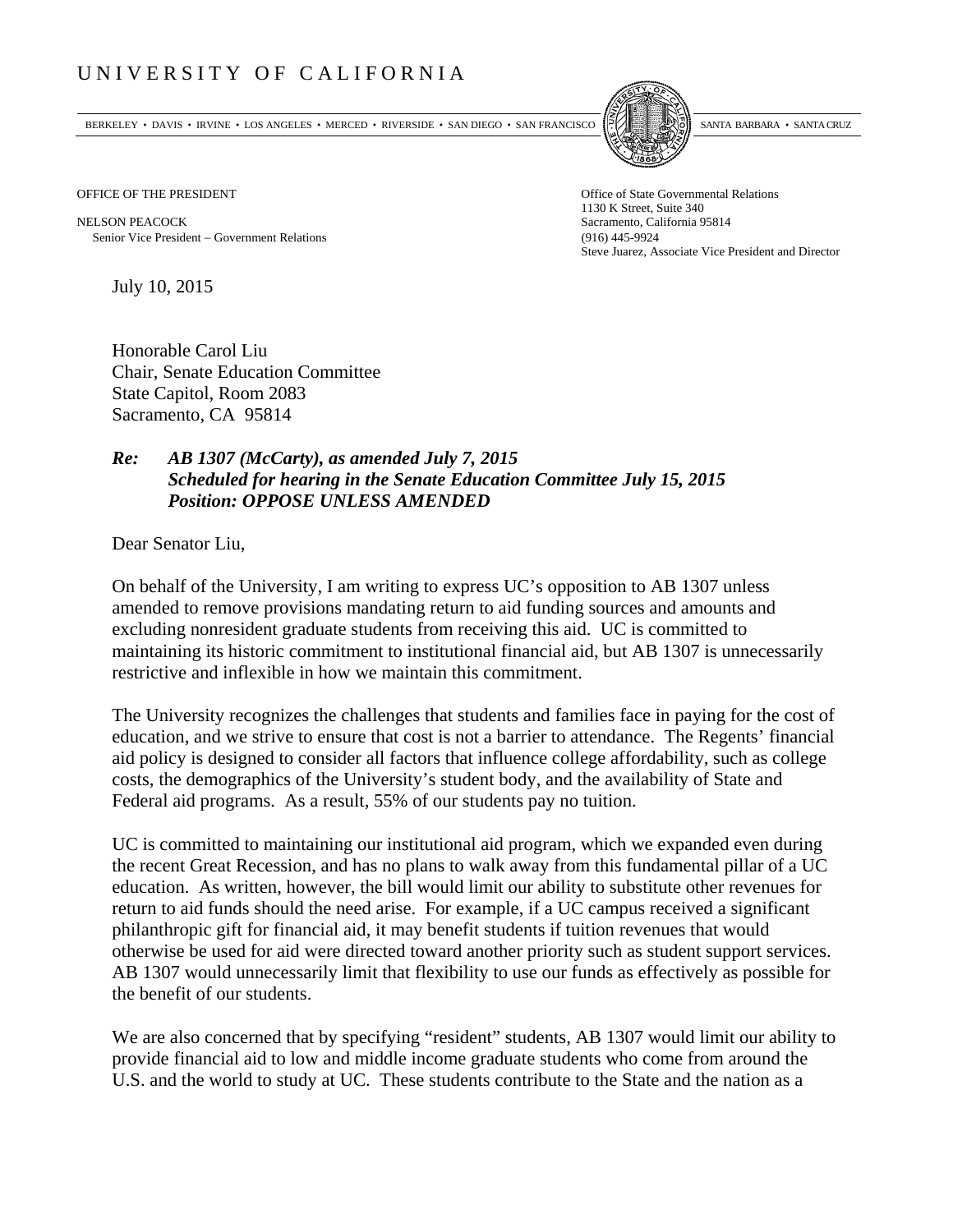UNIVERSITY OF CALIFORNIA

BERKELEY • DAVIS • IRVINE • LOS ANGELES • MERCED • RIVERSIDE • SAN DIEGO • SAN FRANCISCO SANTA BARBARA • SANTA CRUZ

OFFICE OF THE PRESIDENT

NELSON PEACOCK
Senior Vice President – Government Relations

Office of State Governmental Relations
1130 K Street, Suite 340
Sacramento, California 95814
(916) 445-9924
Steve Juarez, Associate Vice President and Director

July 10, 2015

Honorable Carol Liu
Chair, Senate Education Committee
State Capitol, Room 2083
Sacramento, CA 95814

***Re: AB 1307 (McCarty), as amended July 7, 2015***
***Scheduled for hearing in the Senate Education Committee July 15, 2015***
***Position: OPPOSE UNLESS AMENDED***

Dear Senator Liu,

On behalf of the University, I am writing to express UC's opposition to AB 1307 unless amended to remove provisions mandating return to aid funding sources and amounts and excluding nonresident graduate students from receiving this aid. UC is committed to maintaining its historic commitment to institutional financial aid, but AB 1307 is unnecessarily restrictive and inflexible in how we maintain this commitment.

The University recognizes the challenges that students and families face in paying for the cost of education, and we strive to ensure that cost is not a barrier to attendance. The Regents' financial aid policy is designed to consider all factors that influence college affordability, such as college costs, the demographics of the University's student body, and the availability of State and Federal aid programs. As a result, 55% of our students pay no tuition.

UC is committed to maintaining our institutional aid program, which we expanded even during the recent Great Recession, and has no plans to walk away from this fundamental pillar of a UC education. As written, however, the bill would limit our ability to substitute other revenues for return to aid funds should the need arise. For example, if a UC campus received a significant philanthropic gift for financial aid, it may benefit students if tuition revenues that would otherwise be used for aid were directed toward another priority such as student support services. AB 1307 would unnecessarily limit that flexibility to use our funds as effectively as possible for the benefit of our students.

We are also concerned that by specifying "resident" students, AB 1307 would limit our ability to provide financial aid to low and middle income graduate students who come from around the U.S. and the world to study at UC. These students contribute to the State and the nation as a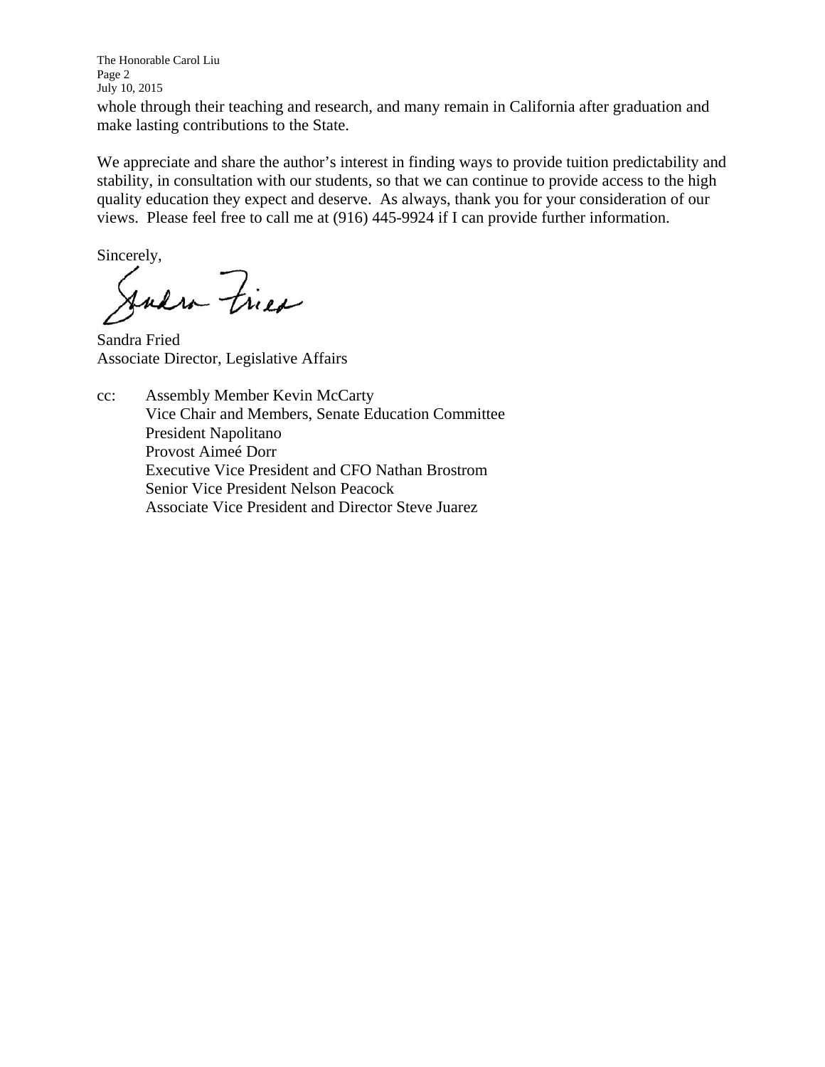whole through their teaching and research, and many remain in California after graduation and make lasting contributions to the State.

We appreciate and share the author's interest in finding ways to provide tuition predictability and stability, in consultation with our students, so that we can continue to provide access to the high quality education they expect and deserve. As always, thank you for your consideration of our views. Please feel free to call me at (916) 445-9924 if I can provide further information.

Sincerely,

Sandra Fried
Associate Director, Legislative Affairs

cc: Assembly Member Kevin McCarty
Vice Chair and Members, Senate Education Committee
President Napolitano
Provost Aimeé Dorr
Executive Vice President and CFO Nathan Brostrom
Senior Vice President Nelson Peacock
Associate Vice President and Director Steve Juarez